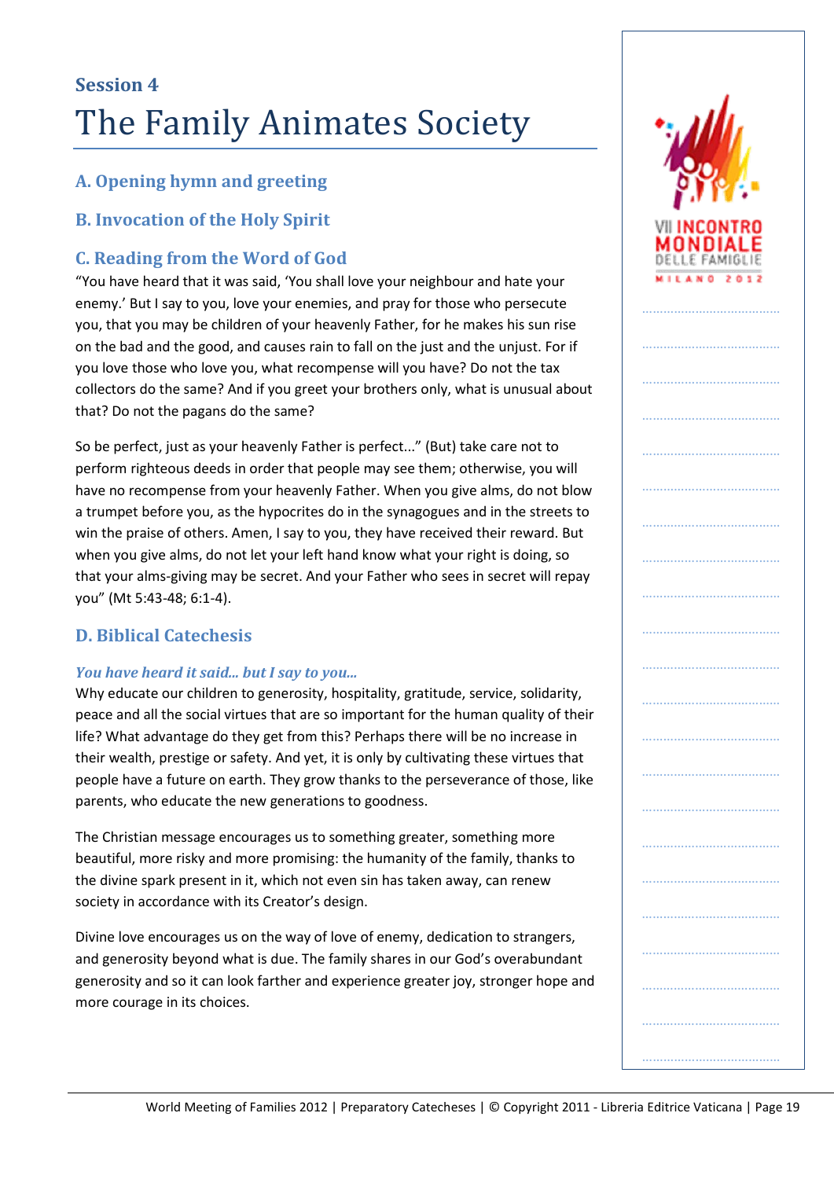## Session 4

# The Family Animates Society

### A. Opening hymn and greeting

### B. Invocation of the Holy Spirit

### C. Reading from the Word of God

"You have heard that it was said, 'You shall love your neighbour and hate your enemy.' But I say to you, love your enemies, and pray for those who persecute you, that you may be children of your heavenly Father, for he makes his sun rise on the bad and the good, and causes rain to fall on the just and the unjust. For if you love those who love you, what recompense will you have? Do not the tax collectors do the same? And if you greet your brothers only, what is unusual about that? Do not the pagans do the same?

So be perfect, just as your heavenly Father is perfect..." (But) take care not to perform righteous deeds in order that people may see them; otherwise, you will have no recompense from your heavenly Father. When you give alms, do not blow a trumpet before you, as the hypocrites do in the synagogues and in the streets to win the praise of others. Amen, I say to you, they have received their reward. But when you give alms, do not let your left hand know what your right is doing, so that your alms-giving may be secret. And your Father who sees in secret will repay you" (Mt 5:43-48; 6:1-4).

### D. Biblical Catechesis

#### *You have heard it said... but I say to you...*

Why educate our children to generosity, hospitality, gratitude, service, solidarity, peace and all the social virtues that are so important for the human quality of their life? What advantage do they get from this? Perhaps there will be no increase in their wealth, prestige or safety. And yet, it is only by cultivating these virtues that people have a future on earth. They grow thanks to the perseverance of those, like parents, who educate the new generations to goodness.

The Christian message encourages us to something greater, something more beautiful, more risky and more promising: the humanity of the family, thanks to the divine spark present in it, which not even sin has taken away, can renew society in accordance with its Creator's design.

Divine love encourages us on the way of love of enemy, dedication to strangers, and generosity beyond what is due. The family shares in our God's overabundant generosity and so it can look farther and experience greater joy, stronger hope and more courage in its choices.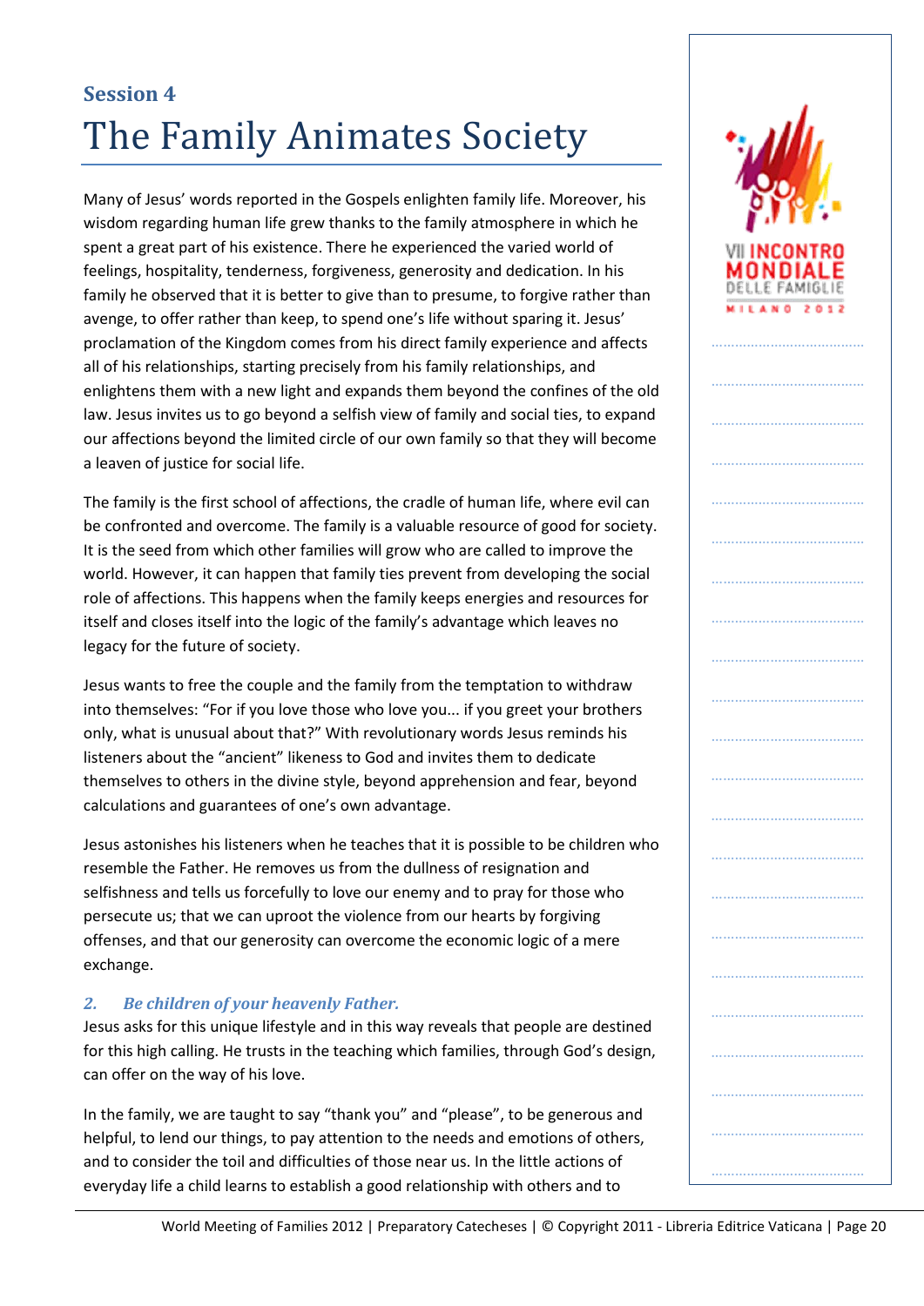## Session 4

# The Family Animates Society

Many of Jesus' words reported in the Gospels enlighten family life. Moreover, his wisdom regarding human life grew thanks to the family atmosphere in which he spent a great part of his existence. There he experienced the varied world of feelings, hospitality, tenderness, forgiveness, generosity and dedication. In his family he observed that it is better to give than to presume, to forgive rather than avenge, to offer rather than keep, to spend one's life without sparing it. Jesus' proclamation of the Kingdom comes from his direct family experience and affects all of his relationships, starting precisely from his family relationships, and enlightens them with a new light and expands them beyond the confines of the old law. Jesus invites us to go beyond a selfish view of family and social ties, to expand our affections beyond the limited circle of our own family so that they will become a leaven of justice for social life.

The family is the first school of affections, the cradle of human life, where evil can be confronted and overcome. The family is a valuable resource of good for society. It is the seed from which other families will grow who are called to improve the world. However, it can happen that family ties prevent from developing the social role of affections. This happens when the family keeps energies and resources for itself and closes itself into the logic of the family's advantage which leaves no legacy for the future of society.

Jesus wants to free the couple and the family from the temptation to withdraw into themselves: "For if you love those who love you... if you greet your brothers only, what is unusual about that?" With revolutionary words Jesus reminds his listeners about the "ancient" likeness to God and invites them to dedicate themselves to others in the divine style, beyond apprehension and fear, beyond calculations and guarantees of one's own advantage.

Jesus astonishes his listeners when he teaches that it is possible to be children who resemble the Father. He removes us from the dullness of resignation and selfishness and tells us forcefully to love our enemy and to pray for those who persecute us; that we can uproot the violence from our hearts by forgiving offenses, and that our generosity can overcome the economic logic of a mere exchange.

### *2. Be children of your heavenly Father.*

Jesus asks for this unique lifestyle and in this way reveals that people are destined for this high calling. He trusts in the teaching which families, through God's design, can offer on the way of his love.

In the family, we are taught to say "thank you" and "please", to be generous and helpful, to lend our things, to pay attention to the needs and emotions of others, and to consider the toil and difficulties of those near us. In the little actions of everyday life a child learns to establish a good relationship with others and to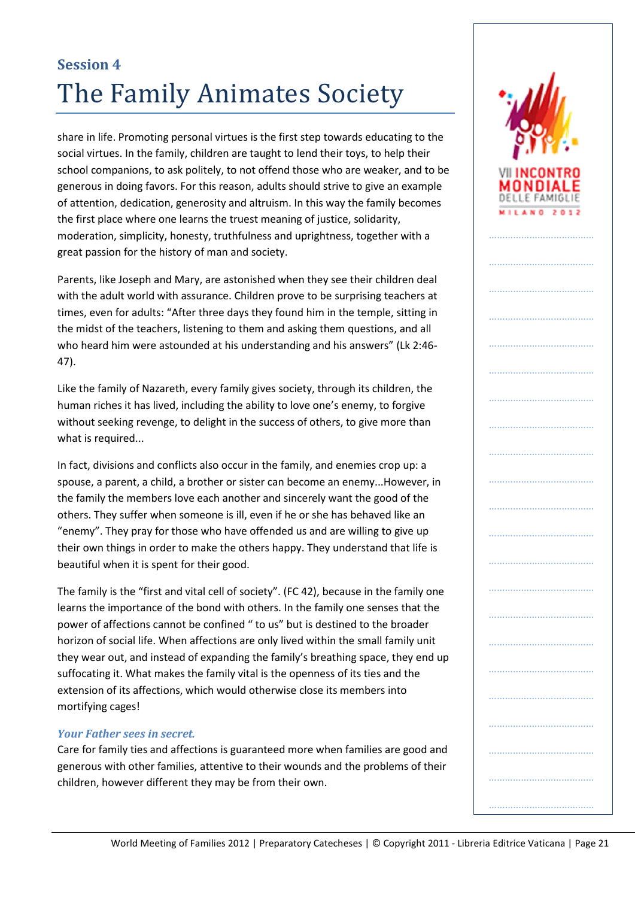## Session 4

# The Family Animates Society

share in life. Promoting personal virtues is the first step towards educating to the social virtues. In the family, children are taught to lend their toys, to help their school companions, to ask politely, to not offend those who are weaker, and to be generous in doing favors. For this reason, adults should strive to give an example of attention, dedication, generosity and altruism. In this way the family becomes the first place where one learns the truest meaning of justice, solidarity, moderation, simplicity, honesty, truthfulness and uprightness, together with a great passion for the history of man and society.

Parents, like Joseph and Mary, are astonished when they see their children deal with the adult world with assurance. Children prove to be surprising teachers at times, even for adults: "After three days they found him in the temple, sitting in the midst of the teachers, listening to them and asking them questions, and all who heard him were astounded at his understanding and his answers" (Lk 2:46-47).

Like the family of Nazareth, every family gives society, through its children, the human riches it has lived, including the ability to love one's enemy, to forgive without seeking revenge, to delight in the success of others, to give more than what is required...

In fact, divisions and conflicts also occur in the family, and enemies crop up: a spouse, a parent, a child, a brother or sister can become an enemy...However, in the family the members love each other and sincerely want the good of the others. They suffer when someone is ill, even if he or she has behaved like an "enemy". They pray for those who have offended us and are willing to give up their own things in order to make the others happy. They understand that life is beautiful when it is spent for their good.

The family is the "first and vital cell of society". (FC 42), because in the family one learns the importance of the bond with others. In the family one senses that the power of affections cannot be confined " to us" but is destined to the broader horizon of social life. When affections are only lived within the small family unit they wear out, and instead of expanding the family's breathing space, they end up suffocating it. What makes the family vital is the openness of its ties and the extension of its affections, which would otherwise close its members into mortifying cages!

***Your Father sees in secret.***

Care for family ties and affections is guaranteed more when families are good and generous with other families, attentive to their wounds and the problems of their children, however different they may be from their own.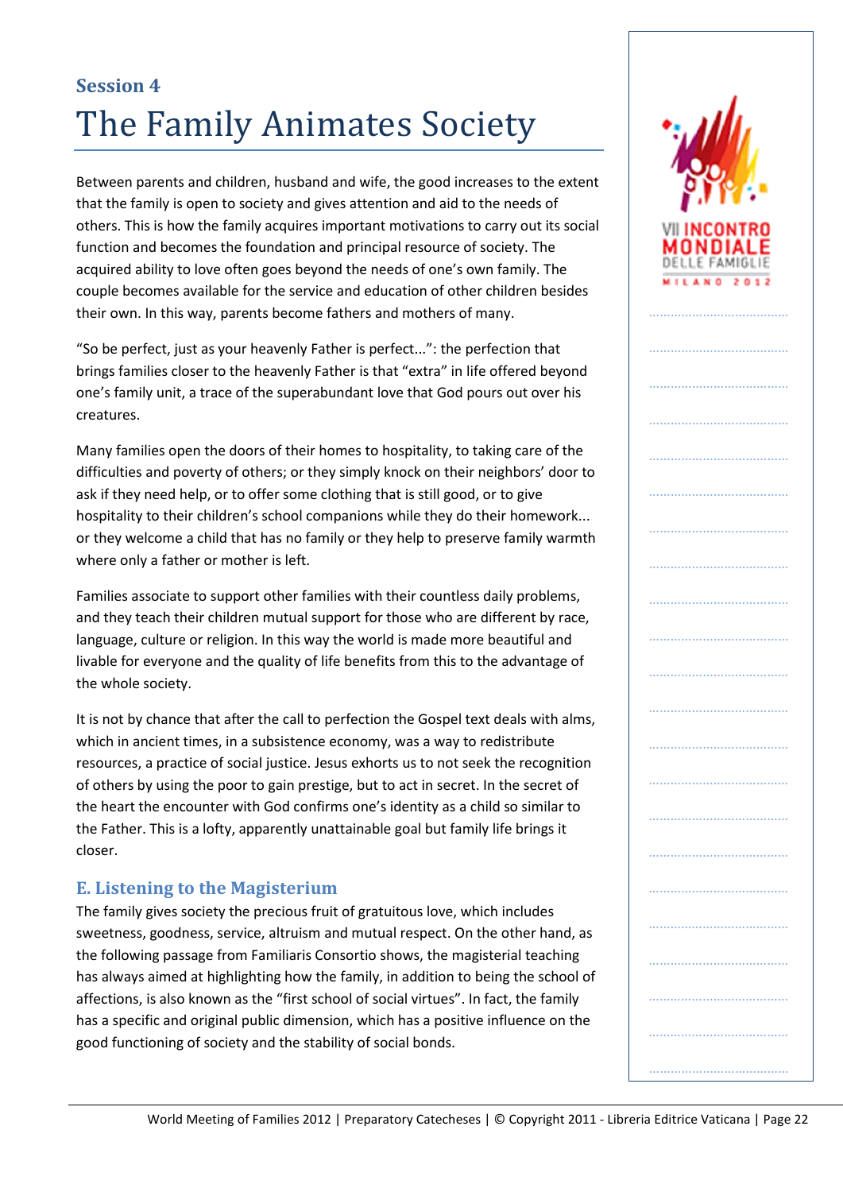## Session 4

# The Family Animates Society

Between parents and children, husband and wife, the good increases to the extent that the family is open to society and gives attention and aid to the needs of others. This is how the family acquires important motivations to carry out its social function and becomes the foundation and principal resource of society. The acquired ability to love often goes beyond the needs of one's own family. The couple becomes available for the service and education of other children besides their own. In this way, parents become fathers and mothers of many.

"So be perfect, just as your heavenly Father is perfect...": the perfection that brings families closer to the heavenly Father is that "extra" in life offered beyond one's family unit, a trace of the superabundant love that God pours out over his creatures.

Many families open the doors of their homes to hospitality, to taking care of the difficulties and poverty of others; or they simply knock on their neighbors' door to ask if they need help, or to offer some clothing that is still good, or to give hospitality to their children's school companions while they do their homework... or they welcome a child that has no family or they help to preserve family warmth where only a father or mother is left.

Families associate to support other families with their countless daily problems, and they teach their children mutual support for those who are different by race, language, culture or religion. In this way the world is made more beautiful and livable for everyone and the quality of life benefits from this to the advantage of the whole society.

It is not by chance that after the call to perfection the Gospel text deals with alms, which in ancient times, in a subsistence economy, was a way to redistribute resources, a practice of social justice. Jesus exhorts us to not seek the recognition of others by using the poor to gain prestige, but to act in secret. In the secret of the heart the encounter with God confirms one's identity as a child so similar to the Father. This is a lofty, apparently unattainable goal but family life brings it closer.

### E. Listening to the Magisterium

The family gives society the precious fruit of gratuitous love, which includes sweetness, goodness, service, altruism and mutual respect. On the other hand, as the following passage from Familiaris Consortio shows, the magisterial teaching has always aimed at highlighting how the family, in addition to being the school of affections, is also known as the "first school of social virtues". In fact, the family has a specific and original public dimension, which has a positive influence on the good functioning of society and the stability of social bonds.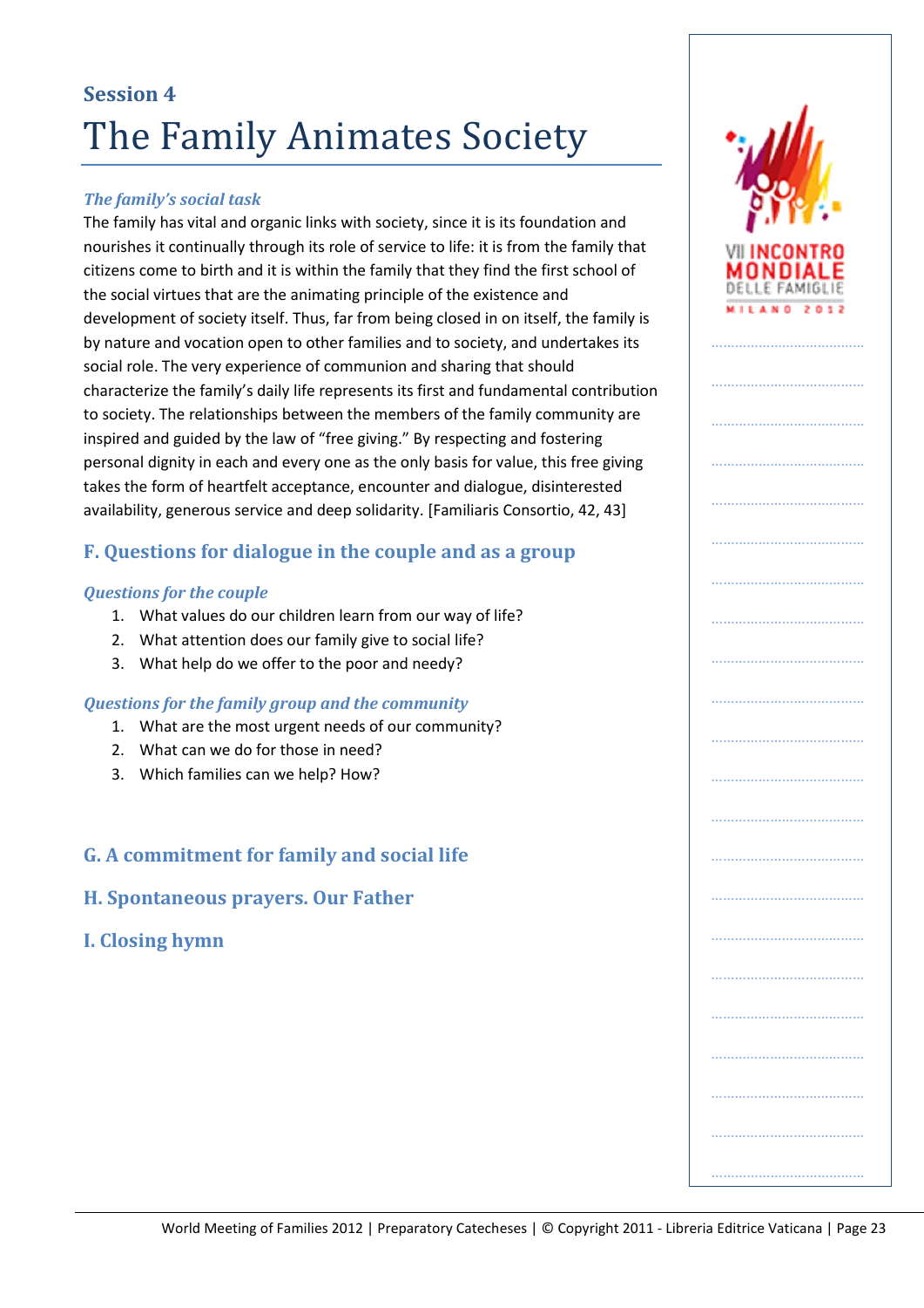## Session 4

# The Family Animates Society

### *The family's social task*

The family has vital and organic links with society, since it is its foundation and nourishes it continually through its role of service to life: it is from the family that citizens come to birth and it is within the family that they find the first school of the social virtues that are the animating principle of the existence and development of society itself. Thus, far from being closed in on itself, the family is by nature and vocation open to other families and to society, and undertakes its social role. The very experience of communion and sharing that should characterize the family's daily life represents its first and fundamental contribution to society. The relationships between the members of the family community are inspired and guided by the law of "free giving." By respecting and fostering personal dignity in each and every one as the only basis for value, this free giving takes the form of heartfelt acceptance, encounter and dialogue, disinterested availability, generous service and deep solidarity. [Familiaris Consortio, 42, 43]

## F. Questions for dialogue in the couple and as a group

### *Questions for the couple*

1. What values do our children learn from our way of life?
2. What attention does our family give to social life?
3. What help do we offer to the poor and needy?

### *Questions for the family group and the community*

1. What are the most urgent needs of our community?
2. What can we do for those in need?
3. Which families can we help? How?

## G. A commitment for family and social life

## H. Spontaneous prayers. Our Father

## I. Closing hymn